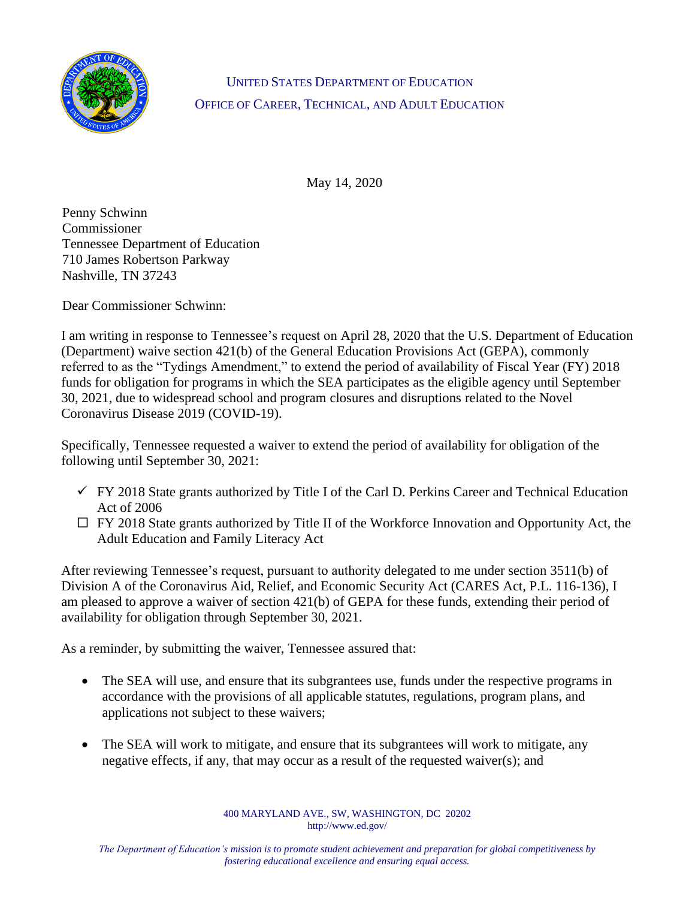UNITED STATES DEPARTMENT OF EDUCATION

OFFICE OF CAREER, TECHNICAL, AND ADULT EDUCATION

May 14, 2020

Penny Schwinn
Commissioner
Tennessee Department of Education
710 James Robertson Parkway
Nashville, TN 37243

Dear Commissioner Schwinn:

I am writing in response to Tennessee's request on April 28, 2020 that the U.S. Department of Education (Department) waive section 421(b) of the General Education Provisions Act (GEPA), commonly referred to as the "Tydings Amendment," to extend the period of availability of Fiscal Year (FY) 2018 funds for obligation for programs in which the SEA participates as the eligible agency until September 30, 2021, due to widespread school and program closures and disruptions related to the Novel Coronavirus Disease 2019 (COVID-19).

Specifically, Tennessee requested a waiver to extend the period of availability for obligation of the following until September 30, 2021:

- ✓ FY 2018 State grants authorized by Title I of the Carl D. Perkins Career and Technical Education Act of 2006
- ☐ FY 2018 State grants authorized by Title II of the Workforce Innovation and Opportunity Act, the Adult Education and Family Literacy Act

After reviewing Tennessee's request, pursuant to authority delegated to me under section 3511(b) of Division A of the Coronavirus Aid, Relief, and Economic Security Act (CARES Act, P.L. 116-136), I am pleased to approve a waiver of section 421(b) of GEPA for these funds, extending their period of availability for obligation through September 30, 2021.

As a reminder, by submitting the waiver, Tennessee assured that:

- The SEA will use, and ensure that its subgrantees use, funds under the respective programs in accordance with the provisions of all applicable statutes, regulations, program plans, and applications not subject to these waivers;
- The SEA will work to mitigate, and ensure that its subgrantees will work to mitigate, any negative effects, if any, that may occur as a result of the requested waiver(s); and

400 MARYLAND AVE., SW, WASHINGTON, DC 20202
http://www.ed.gov/

*The Department of Education's mission is to promote student achievement and preparation for global competitiveness by fostering educational excellence and ensuring equal access.*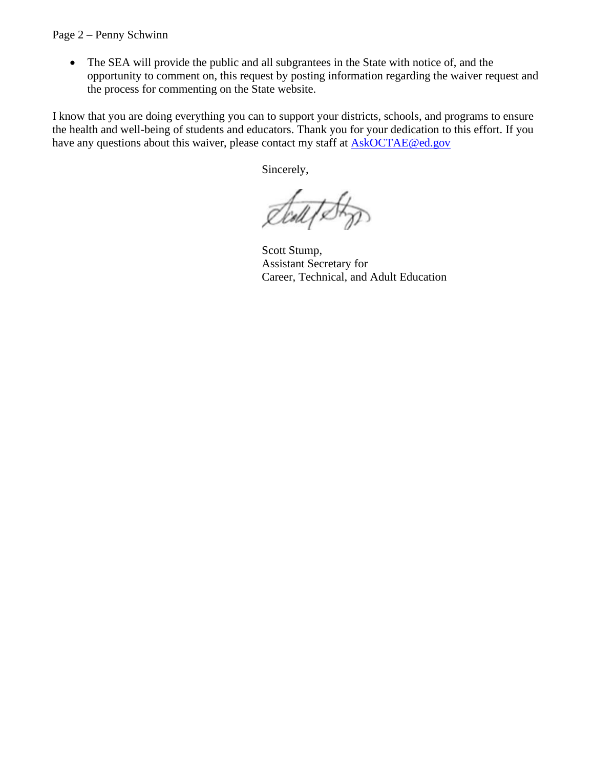- The SEA will provide the public and all subgrantees in the State with notice of, and the opportunity to comment on, this request by posting information regarding the waiver request and the process for commenting on the State website.

I know that you are doing everything you can to support your districts, schools, and programs to ensure the health and well-being of students and educators. Thank you for your dedication to this effort. If you have any questions about this waiver, please contact my staff at [AskOCTAE@ed.gov](mailto:AskOCTAE@ed.gov)

Sincerely,

Scott Stump,
Assistant Secretary for
Career, Technical, and Adult Education